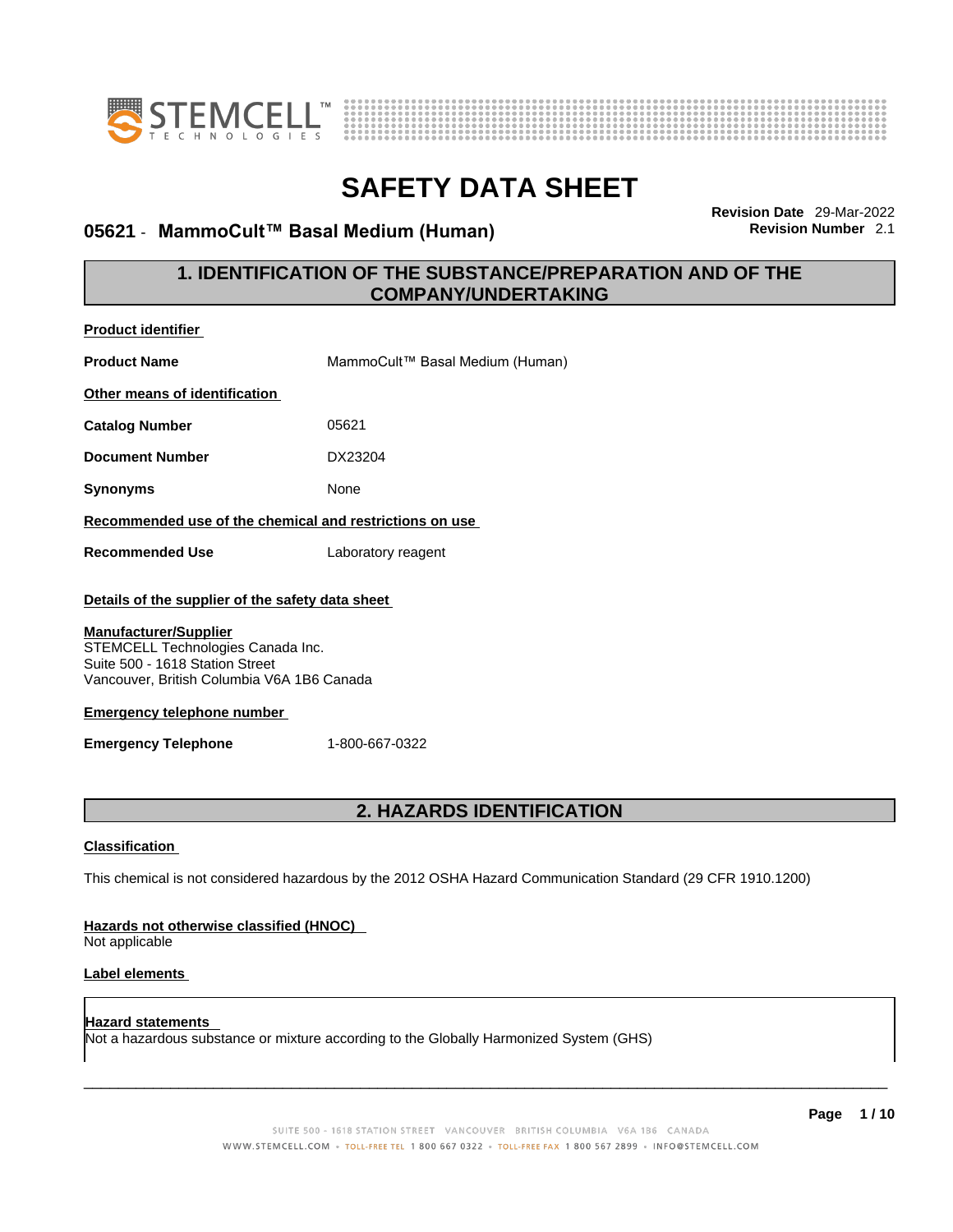# SAFETY DATA SHEET

## 05621 - MammoCult™ Basal Medium (Human)

**Revision Date** 29-Mar-2022
**Revision Number** 2.1

## 1. IDENTIFICATION OF THE SUBSTANCE/PREPARATION AND OF THE COMPANY/UNDERTAKING

**Product identifier**

**Product Name** MammoCult™ Basal Medium (Human)

**Other means of identification**

**Catalog Number** 05621

**Document Number** DX23204

**Synonyms** None

**Recommended use of the chemical and restrictions on use**

**Recommended Use** Laboratory reagent

**Details of the supplier of the safety data sheet**

**Manufacturer/Supplier**
STEMCELL Technologies Canada Inc.
Suite 500 - 1618 Station Street
Vancouver, British Columbia V6A 1B6 Canada

**Emergency telephone number**

**Emergency Telephone** 1-800-667-0322

## 2. HAZARDS IDENTIFICATION

**Classification**

This chemical is not considered hazardous by the 2012 OSHA Hazard Communication Standard (29 CFR 1910.1200)

**Hazards not otherwise classified (HNOC)**
Not applicable

**Label elements**

**Hazard statements**
Not a hazardous substance or mixture according to the Globally Harmonized System (GHS)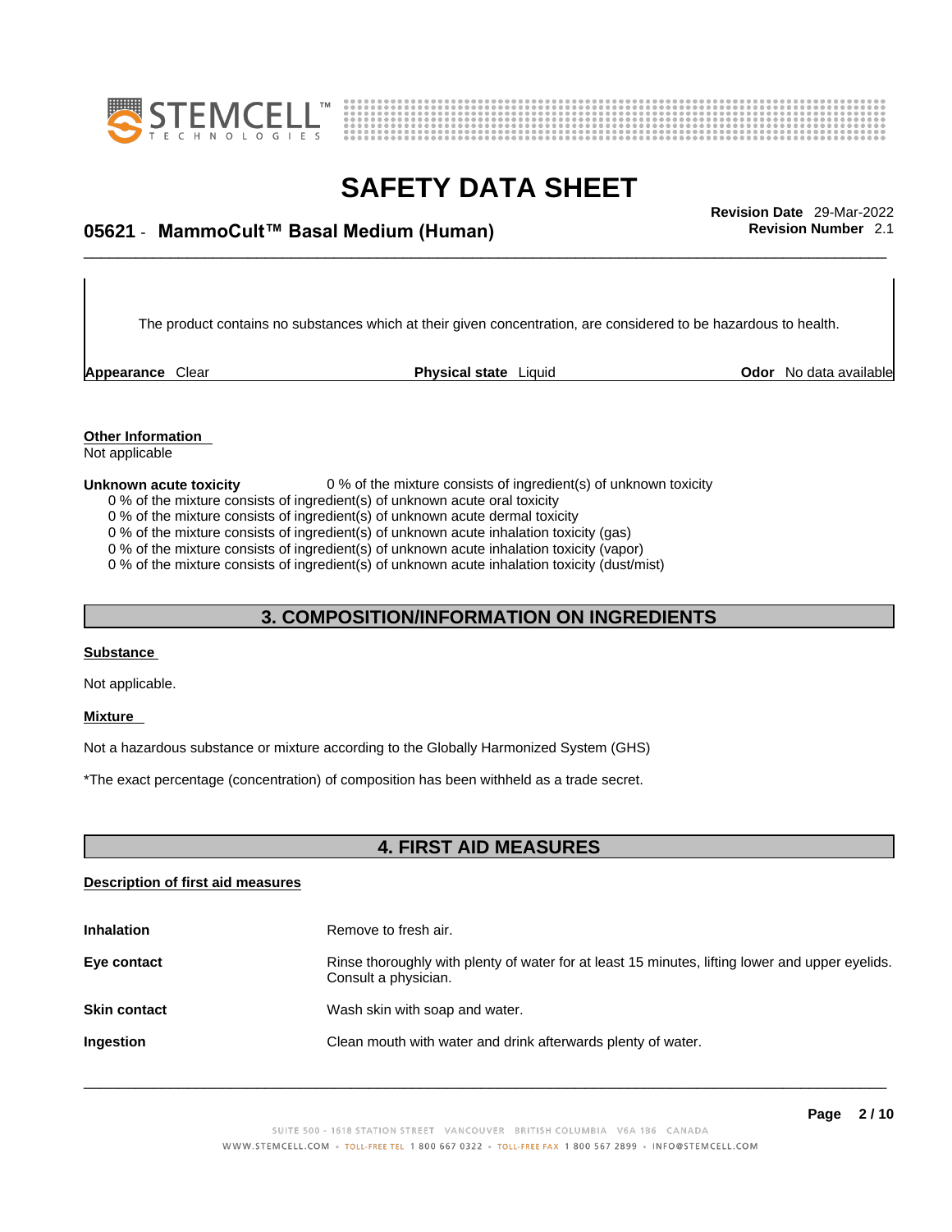The product contains no substances which at their given concentration, are considered to be hazardous to health.

**Appearance** Clear **Physical state** Liquid **Odor** No data available

**Other Information**
Not applicable

**Unknown acute toxicity** 0 % of the mixture consists of ingredient(s) of unknown toxicity

0 % of the mixture consists of ingredient(s) of unknown acute oral toxicity
0 % of the mixture consists of ingredient(s) of unknown acute dermal toxicity
0 % of the mixture consists of ingredient(s) of unknown acute inhalation toxicity (gas)
0 % of the mixture consists of ingredient(s) of unknown acute inhalation toxicity (vapor)
0 % of the mixture consists of ingredient(s) of unknown acute inhalation toxicity (dust/mist)

## 3. COMPOSITION/INFORMATION ON INGREDIENTS

**Substance**

Not applicable.

**Mixture**

Not a hazardous substance or mixture according to the Globally Harmonized System (GHS)

*The exact percentage (concentration) of composition has been withheld as a trade secret.

## 4. FIRST AID MEASURES

**Description of first aid measures**

| | |
|---|---|
| **Inhalation** | Remove to fresh air. |
| **Eye contact** | Rinse thoroughly with plenty of water for at least 15 minutes, lifting lower and upper eyelids. Consult a physician. |
| **Skin contact** | Wash skin with soap and water. |
| **Ingestion** | Clean mouth with water and drink afterwards plenty of water. |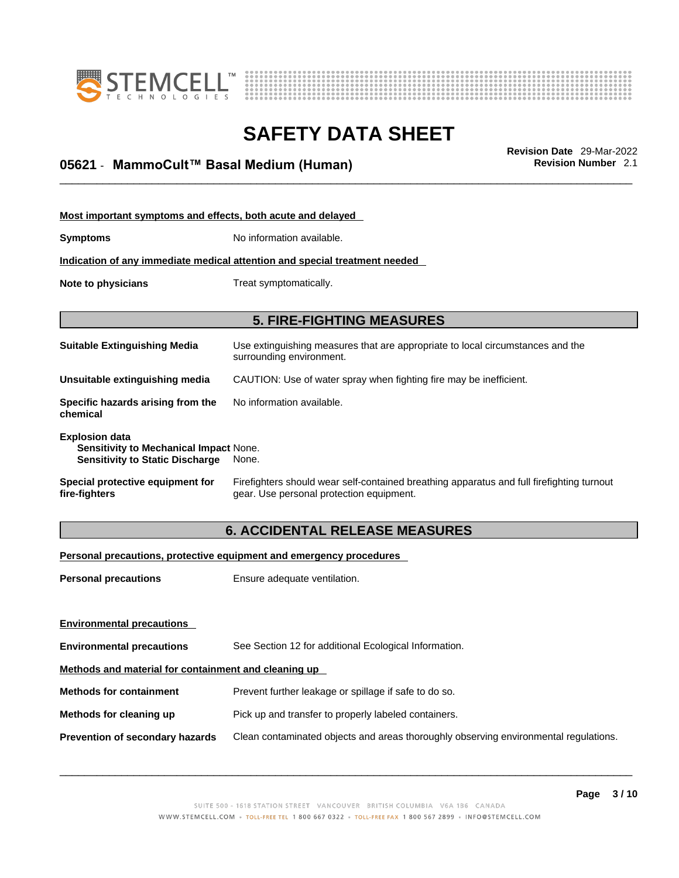**Most important symptoms and effects, both acute and delayed**

**Symptoms** No information available.

**Indication of any immediate medical attention and special treatment needed**

**Note to physicians** Treat symptomatically.

## 5. FIRE-FIGHTING MEASURES

**Suitable Extinguishing Media** Use extinguishing measures that are appropriate to local circumstances and the surrounding environment.

**Unsuitable extinguishing media** CAUTION: Use of water spray when fighting fire may be inefficient.

**Specific hazards arising from the chemical** No information available.

**Explosion data**
**Sensitivity to Mechanical Impact** None.
**Sensitivity to Static Discharge** None.

**Special protective equipment for fire-fighters** Firefighters should wear self-contained breathing apparatus and full firefighting turnout gear. Use personal protection equipment.

## 6. ACCIDENTAL RELEASE MEASURES

**Personal precautions, protective equipment and emergency procedures**

**Personal precautions** Ensure adequate ventilation.

**Environmental precautions**

**Environmental precautions** See Section 12 for additional Ecological Information.

**Methods and material for containment and cleaning up**

**Methods for containment** Prevent further leakage or spillage if safe to do so.

**Methods for cleaning up** Pick up and transfer to properly labeled containers.

**Prevention of secondary hazards** Clean contaminated objects and areas thoroughly observing environmental regulations.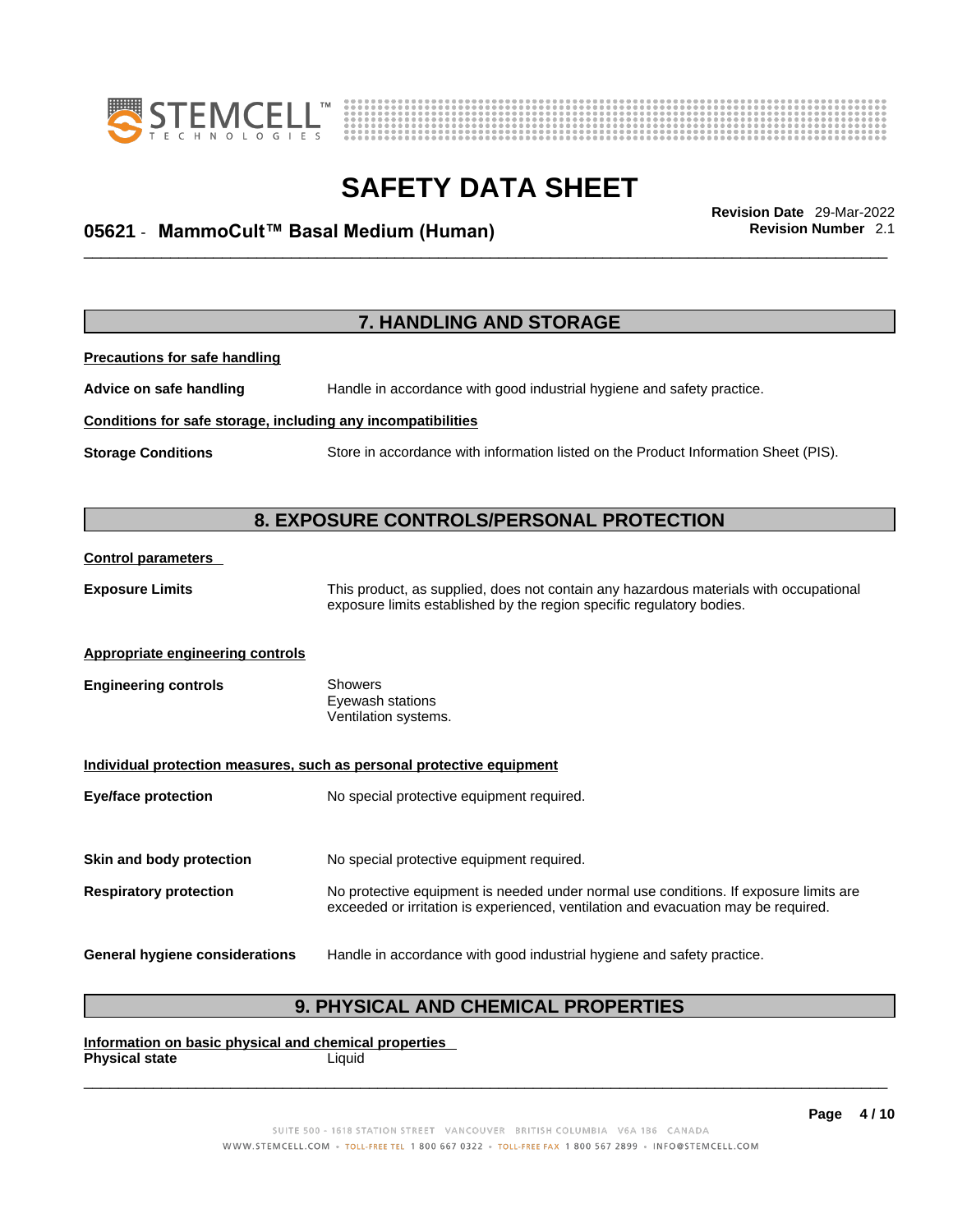## 7. HANDLING AND STORAGE

**Precautions for safe handling**

**Advice on safe handling** Handle in accordance with good industrial hygiene and safety practice.

**Conditions for safe storage, including any incompatibilities**

**Storage Conditions** Store in accordance with information listed on the Product Information Sheet (PIS).

## 8. EXPOSURE CONTROLS/PERSONAL PROTECTION

**Control parameters**

**Exposure Limits** This product, as supplied, does not contain any hazardous materials with occupational exposure limits established by the region specific regulatory bodies.

**Appropriate engineering controls**

**Engineering controls** Showers
Eyewash stations
Ventilation systems.

**Individual protection measures, such as personal protective equipment**

**Eye/face protection** No special protective equipment required.

**Skin and body protection** No special protective equipment required.

**Respiratory protection** No protective equipment is needed under normal use conditions. If exposure limits are exceeded or irritation is experienced, ventilation and evacuation may be required.

**General hygiene considerations** Handle in accordance with good industrial hygiene and safety practice.

## 9. PHYSICAL AND CHEMICAL PROPERTIES

**Information on basic physical and chemical properties**

**Physical state** Liquid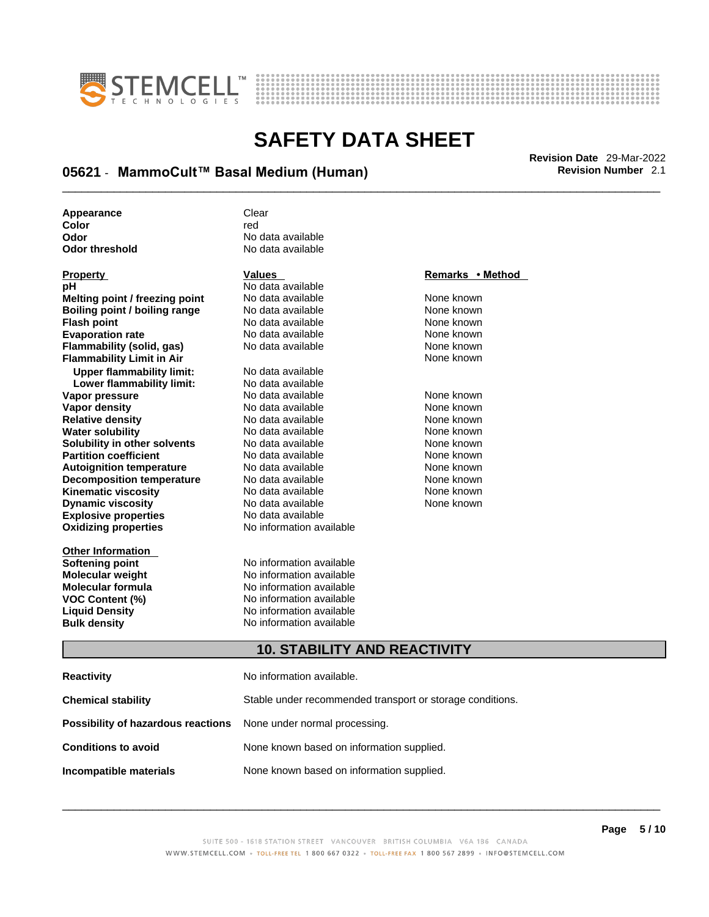| | |
|---|---|
| **Appearance** | Clear |
| **Color** | red |
| **Odor** | No data available |
| **Odor threshold** | No data available |

| Property | Values | Remarks • Method |
|---|---|---|
| **pH** | No data available | |
| **Melting point / freezing point** | No data available | None known |
| **Boiling point / boiling range** | No data available | None known |
| **Flash point** | No data available | None known |
| **Evaporation rate** | No data available | None known |
| **Flammability (solid, gas)** | No data available | None known |
| **Flammability Limit in Air** | | None known |
| **Upper flammability limit:** | No data available | |
| **Lower flammability limit:** | No data available | |
| **Vapor pressure** | No data available | None known |
| **Vapor density** | No data available | None known |
| **Relative density** | No data available | None known |
| **Water solubility** | No data available | None known |
| **Solubility in other solvents** | No data available | None known |
| **Partition coefficient** | No data available | None known |
| **Autoignition temperature** | No data available | None known |
| **Decomposition temperature** | No data available | None known |
| **Kinematic viscosity** | No data available | None known |
| **Dynamic viscosity** | No data available | None known |
| **Explosive properties** | No data available | |
| **Oxidizing properties** | No information available | |

| Other Information | |
|---|---|
| **Softening point** | No information available |
| **Molecular weight** | No information available |
| **Molecular formula** | No information available |
| **VOC Content (%)** | No information available |
| **Liquid Density** | No information available |
| **Bulk density** | No information available |

## 10. STABILITY AND REACTIVITY

| | |
|---|---|
| **Reactivity** | No information available. |
| **Chemical stability** | Stable under recommended transport or storage conditions. |
| **Possibility of hazardous reactions** | None under normal processing. |
| **Conditions to avoid** | None known based on information supplied. |
| **Incompatible materials** | None known based on information supplied. |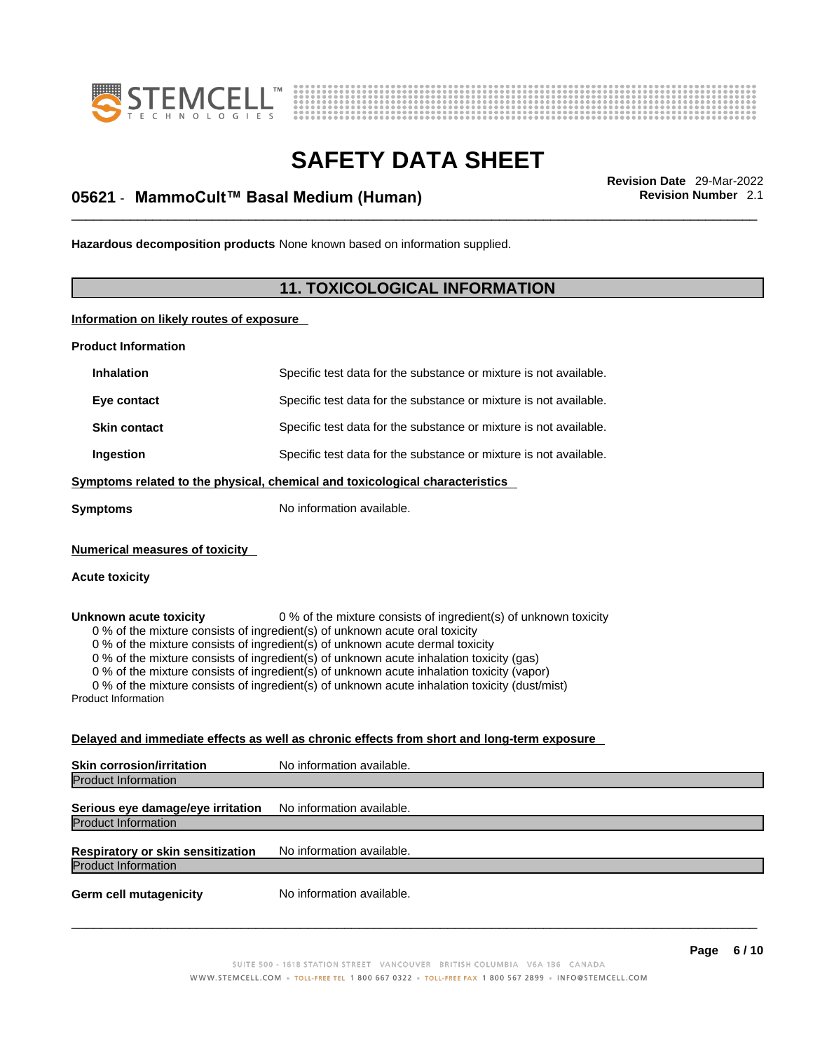**Hazardous decomposition products** None known based on information supplied.

## 11. TOXICOLOGICAL INFORMATION

**Information on likely routes of exposure**

**Product Information**

| | |
|---|---|
| **Inhalation** | Specific test data for the substance or mixture is not available. |
| **Eye contact** | Specific test data for the substance or mixture is not available. |
| **Skin contact** | Specific test data for the substance or mixture is not available. |
| **Ingestion** | Specific test data for the substance or mixture is not available. |

**Symptoms related to the physical, chemical and toxicological characteristics**

**Symptoms** No information available.

**Numerical measures of toxicity**

**Acute toxicity**

**Unknown acute toxicity** 0 % of the mixture consists of ingredient(s) of unknown toxicity

0 % of the mixture consists of ingredient(s) of unknown acute oral toxicity
0 % of the mixture consists of ingredient(s) of unknown acute dermal toxicity
0 % of the mixture consists of ingredient(s) of unknown acute inhalation toxicity (gas)
0 % of the mixture consists of ingredient(s) of unknown acute inhalation toxicity (vapor)
0 % of the mixture consists of ingredient(s) of unknown acute inhalation toxicity (dust/mist)

Product Information

**Delayed and immediate effects as well as chronic effects from short and long-term exposure**

**Skin corrosion/irritation** No information available.

Product Information

**Serious eye damage/eye irritation** No information available.

Product Information

**Respiratory or skin sensitization** No information available.

Product Information

**Germ cell mutagenicity** No information available.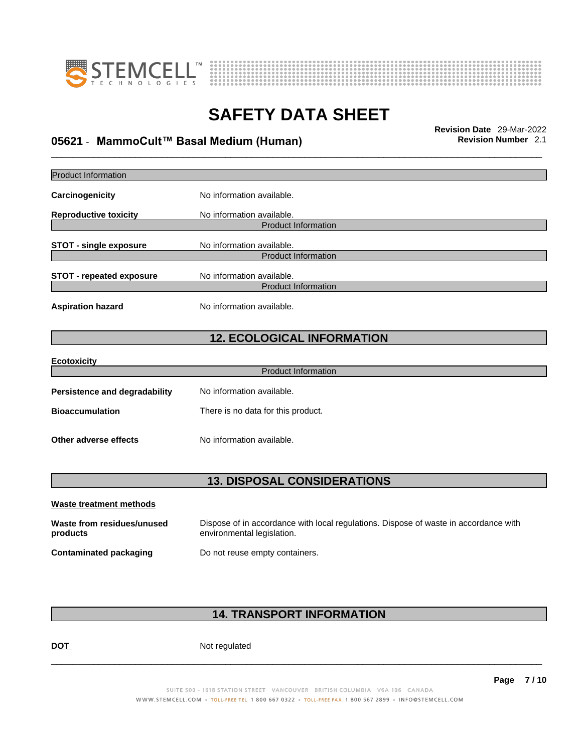Product Information

**Carcinogenicity** No information available.

**Reproductive toxicity** No information available.

Product Information

**STOT - single exposure** No information available.

Product Information

**STOT - repeated exposure** No information available.

Product Information

**Aspiration hazard** No information available.

## 12. ECOLOGICAL INFORMATION

**Ecotoxicity**

Product Information

**Persistence and degradability** No information available.

**Bioaccumulation** There is no data for this product.

**Other adverse effects** No information available.

## 13. DISPOSAL CONSIDERATIONS

**Waste treatment methods**

**Waste from residues/unused products** Dispose of in accordance with local regulations. Dispose of waste in accordance with environmental legislation.

**Contaminated packaging** Do not reuse empty containers.

## 14. TRANSPORT INFORMATION

**DOT** Not regulated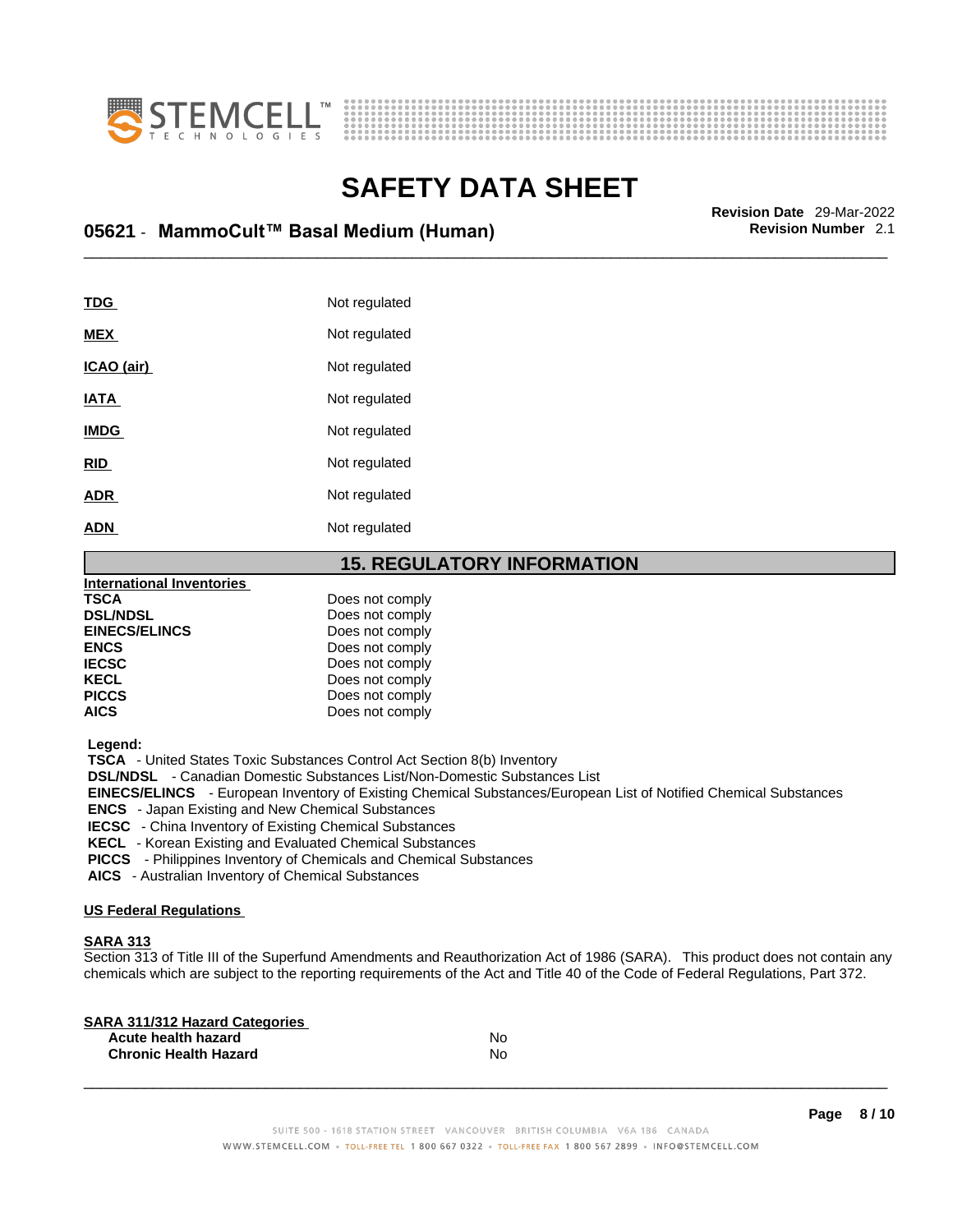| | |
|---|---|
| **TDG** | Not regulated |
| **MEX** | Not regulated |
| **ICAO (air)** | Not regulated |
| **IATA** | Not regulated |
| **IMDG** | Not regulated |
| **RID** | Not regulated |
| **ADR** | Not regulated |
| **ADN** | Not regulated |

## 15. REGULATORY INFORMATION

**International Inventories**

| | |
|---|---|
| **TSCA** | Does not comply |
| **DSL/NDSL** | Does not comply |
| **EINECS/ELINCS** | Does not comply |
| **ENCS** | Does not comply |
| **IECSC** | Does not comply |
| **KECL** | Does not comply |
| **PICCS** | Does not comply |
| **AICS** | Does not comply |

**Legend:**

**TSCA** - United States Toxic Substances Control Act Section 8(b) Inventory
**DSL/NDSL** - Canadian Domestic Substances List/Non-Domestic Substances List
**EINECS/ELINCS** - European Inventory of Existing Chemical Substances/European List of Notified Chemical Substances
**ENCS** - Japan Existing and New Chemical Substances
**IECSC** - China Inventory of Existing Chemical Substances
**KECL** - Korean Existing and Evaluated Chemical Substances
**PICCS** - Philippines Inventory of Chemicals and Chemical Substances
**AICS** - Australian Inventory of Chemical Substances

**US Federal Regulations**

**SARA 313**

Section 313 of Title III of the Superfund Amendments and Reauthorization Act of 1986 (SARA). This product does not contain any chemicals which are subject to the reporting requirements of the Act and Title 40 of the Code of Federal Regulations, Part 372.

**SARA 311/312 Hazard Categories**

| | |
|---|---|
| **Acute health hazard** | No |
| **Chronic Health Hazard** | No |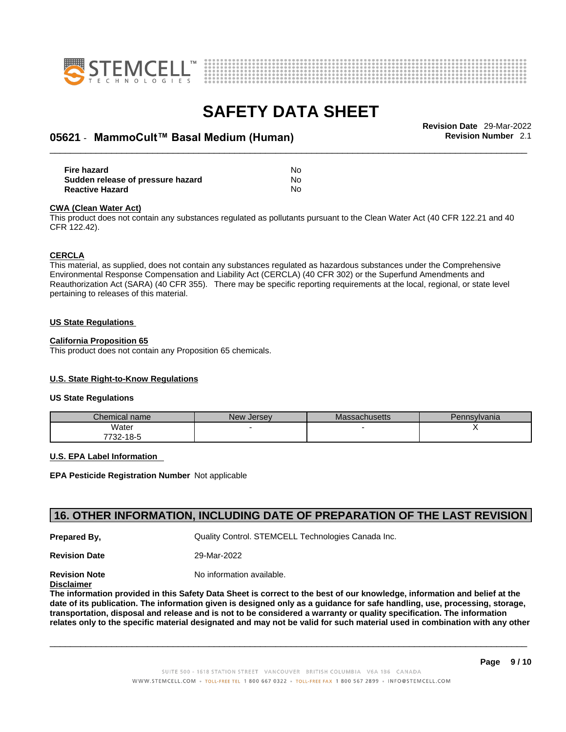| | |
|---|---|
| **Fire hazard** | No |
| **Sudden release of pressure hazard** | No |
| **Reactive Hazard** | No |

**CWA (Clean Water Act)**

This product does not contain any substances regulated as pollutants pursuant to the Clean Water Act (40 CFR 122.21 and 40 CFR 122.42).

**CERCLA**

This material, as supplied, does not contain any substances regulated as hazardous substances under the Comprehensive Environmental Response Compensation and Liability Act (CERCLA) (40 CFR 302) or the Superfund Amendments and Reauthorization Act (SARA) (40 CFR 355). There may be specific reporting requirements at the local, regional, or state level pertaining to releases of this material.

**US State Regulations**

**California Proposition 65**

This product does not contain any Proposition 65 chemicals.

**U.S. State Right-to-Know Regulations**

**US State Regulations**

| Chemical name | New Jersey | Massachusetts | Pennsylvania |
|---|---|---|---|
| Water<br>7732-18-5 | - | - | X |

**U.S. EPA Label Information**

**EPA Pesticide Registration Number** Not applicable

## 16. OTHER INFORMATION, INCLUDING DATE OF PREPARATION OF THE LAST REVISION

**Prepared By,** Quality Control. STEMCELL Technologies Canada Inc.

**Revision Date** 29-Mar-2022

**Revision Note** No information available.

**Disclaimer**

**The information provided in this Safety Data Sheet is correct to the best of our knowledge, information and belief at the date of its publication. The information given is designed only as a guidance for safe handling, use, processing, storage, transportation, disposal and release and is not to be considered a warranty or quality specification. The information relates only to the specific material designated and may not be valid for such material used in combination with any other**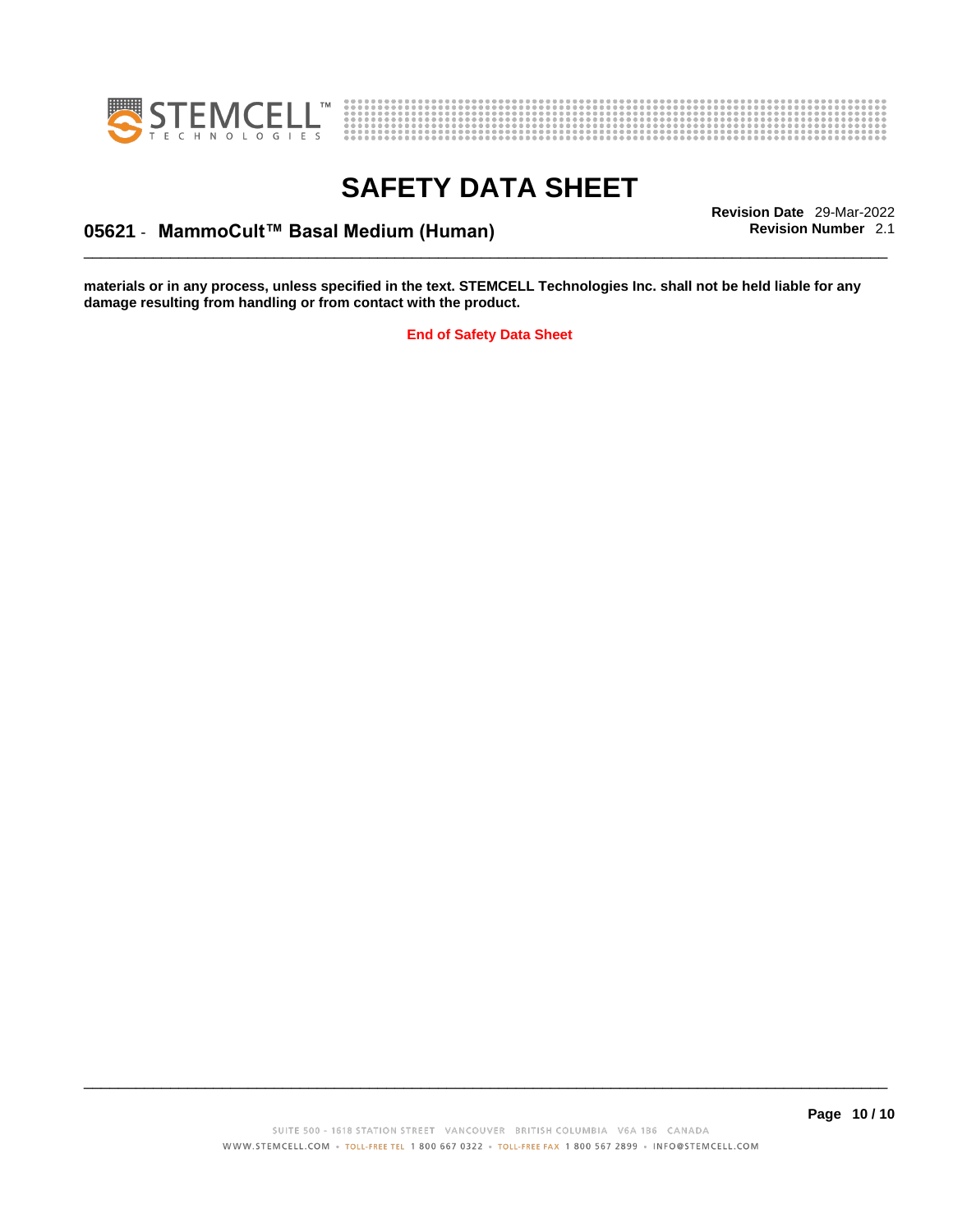**materials or in any process, unless specified in the text. STEMCELL Technologies Inc. shall not be held liable for any damage resulting from handling or from contact with the product.**

**End of Safety Data Sheet**